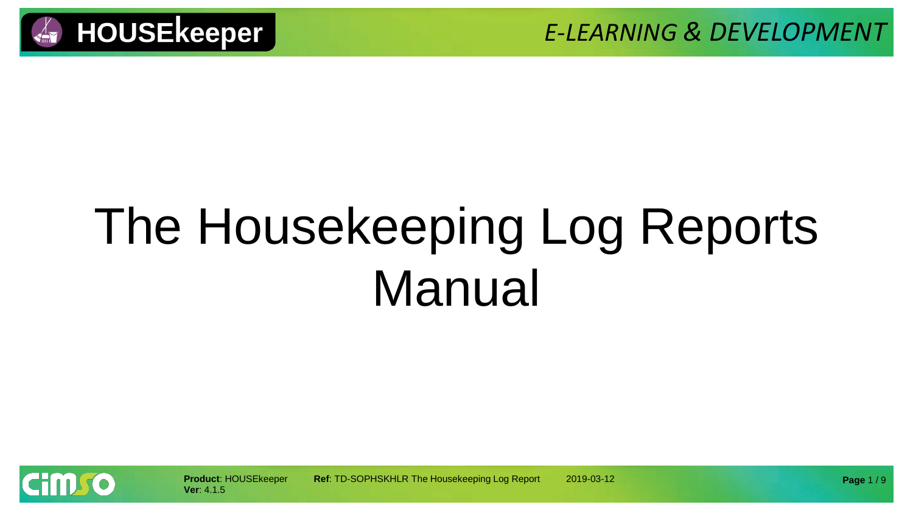# The Housekeeping Log Reports Manual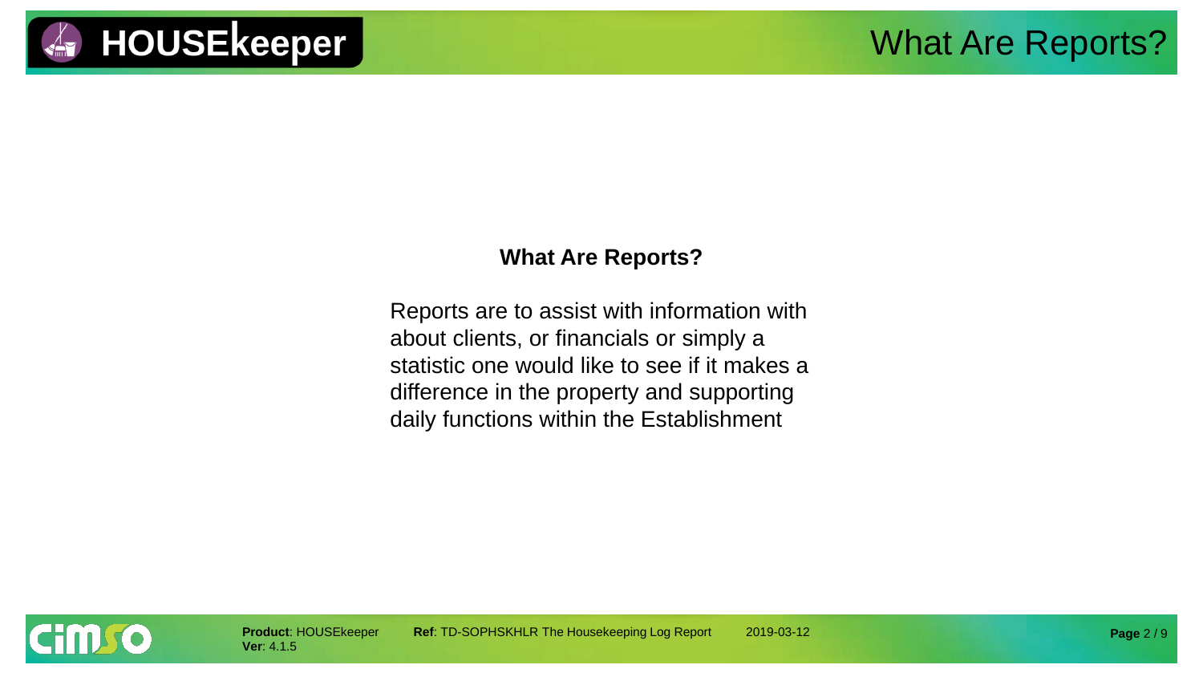## What Are Reports?

Reports are to assist with information with about clients, or financials or simply a statistic one would like to see if it makes a difference in the property and supporting daily functions within the Establishment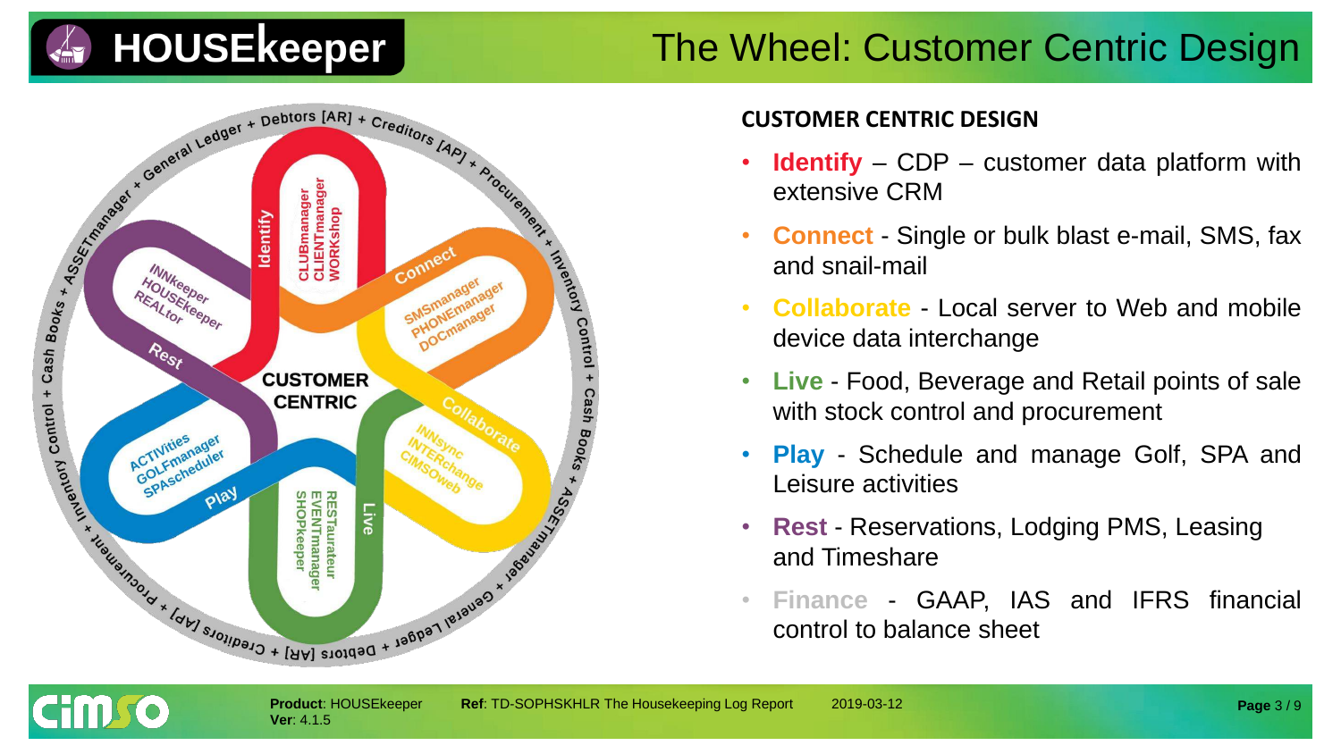# The Wheel: Customer Centric Design

**CUSTOMER CENTRIC**

- **Identify**: CLUBmanager, CLIENTmanager, WORKshop
- **Connect**: SMSmanager, PHONEmanager, DOCmanager
- **Collaborate**: INNsync, INTERchange, CIMSOweb
- **Live**: RESTaurateur, EVENTmanager, SHOPkeeper
- **Play**: ACTIVities, GOLFmanager, SPAscheduler
- **Rest**: INNkeeper, HOUSEkeeper, REALtor

General Ledger + Debtors [AR] + Creditors [AP] + Procurement + Inventory Control + Cash Books + ASSETmanager

## CUSTOMER CENTRIC DESIGN

- **Identify** – CDP – customer data platform with extensive CRM
- **Connect** - Single or bulk blast e-mail, SMS, fax and snail-mail
- **Collaborate** - Local server to Web and mobile device data interchange
- **Live** - Food, Beverage and Retail points of sale with stock control and procurement
- **Play** - Schedule and manage Golf, SPA and Leisure activities
- **Rest** - Reservations, Lodging PMS, Leasing and Timeshare
- **Finance** - GAAP, IAS and IFRS financial control to balance sheet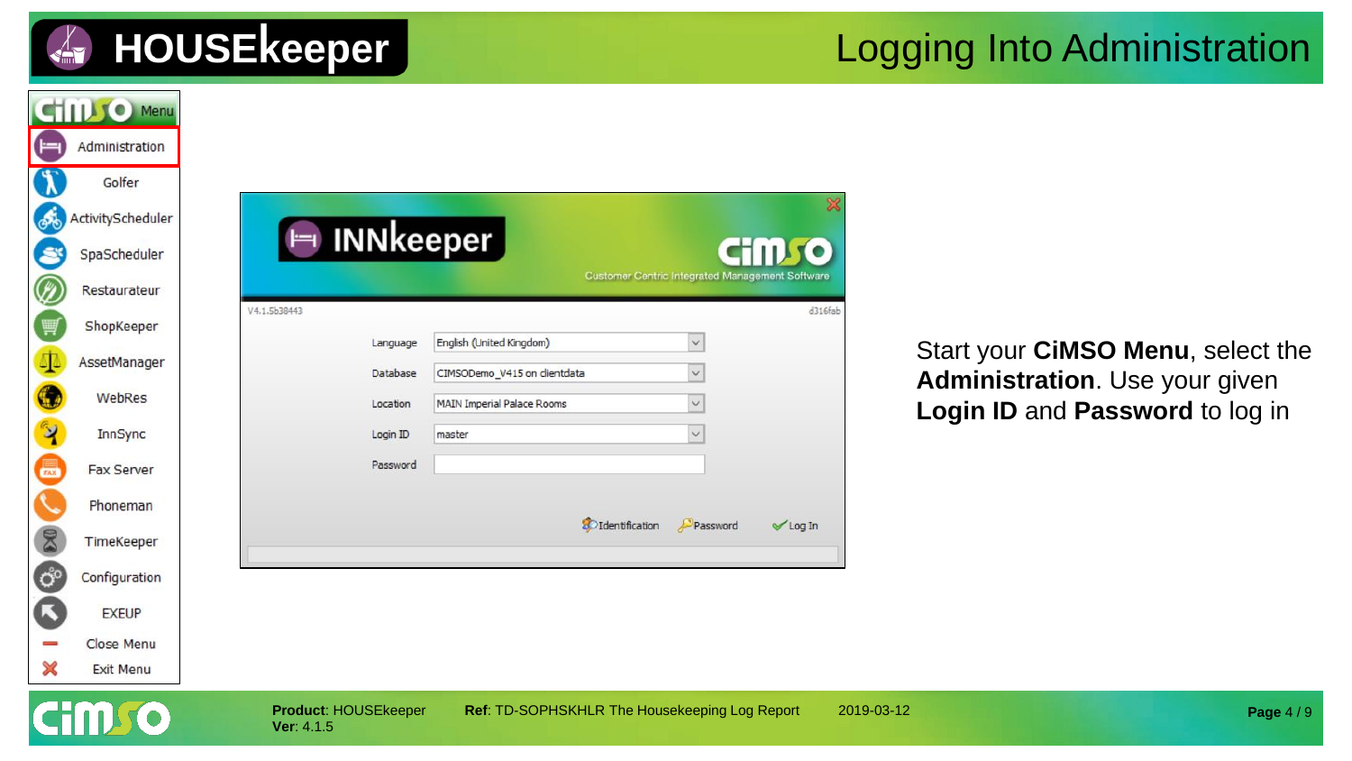# Logging Into Administration

**CiMSO Menu**

- Administration
- Golfer
- ActivityScheduler
- SpaScheduler
- Restaurateur
- ShopKeeper
- AssetManager
- WebRes
- InnSync
- Fax Server
- Phoneman
- TimeKeeper
- Configuration
- EXEUP
- Close Menu
- Exit Menu

**INNkeeper** — CiMSO Customer Centric Integrated Management Software

V4.1.5b38443 d316fab

| | |
|---|---|
| Language | English (United Kingdom) |
| Database | CIMSODemo_V415 on clientdata |
| Location | MAIN Imperial Palace Rooms |
| Login ID | master |
| Password | |

Identification | Password | Log In

Start your **CiMSO Menu**, select the **Administration**. Use your given **Login ID** and **Password** to log in

**Product**: HOUSEkeeper
**Ver**: 4.1.5

**Ref**: TD-SOPHSKHLR The Housekeeping Log Report

2019-03-12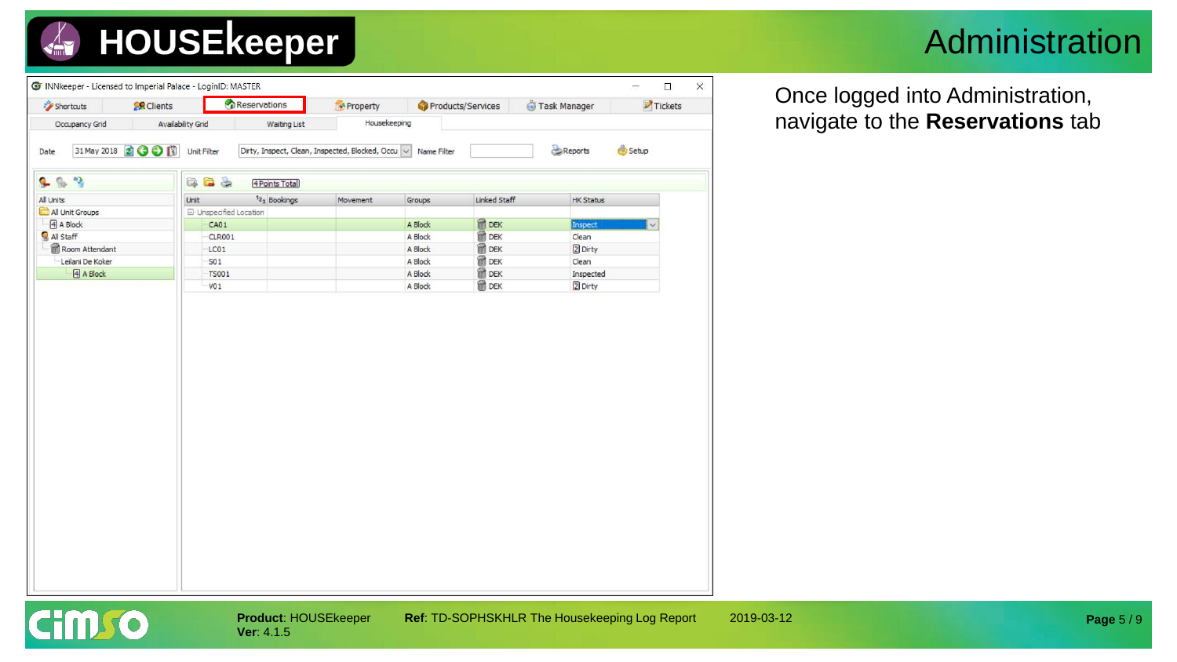# Administration

Once logged into Administration, navigate to the **Reservations** tab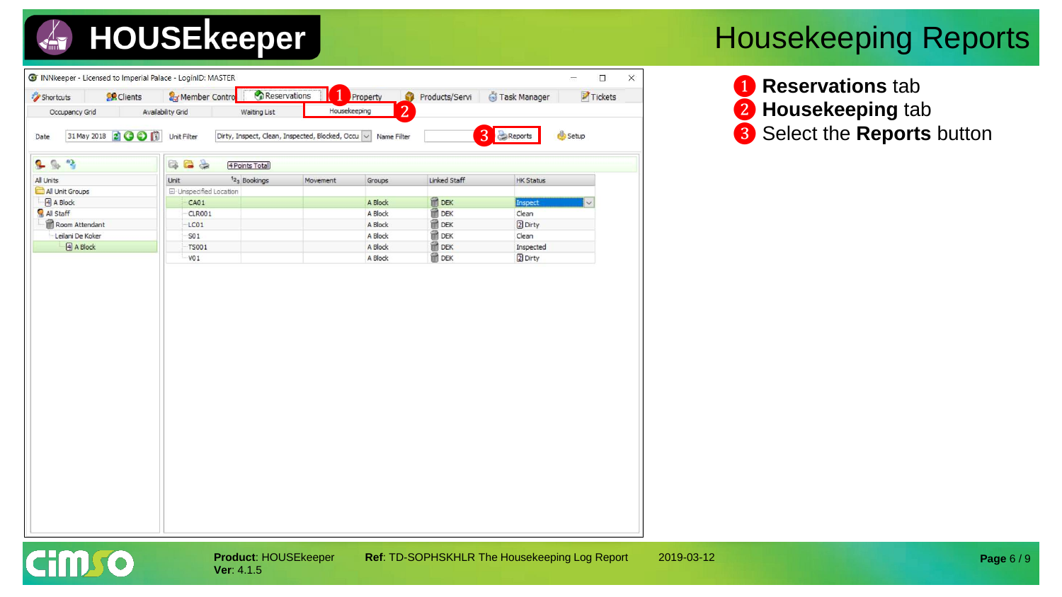# Housekeeping Reports

❶ **Reservations** tab
❷ **Housekeeping** tab
❸ Select the **Reports** button

**Product**: HOUSEkeeper
**Ver**: 4.1.5

**Ref**: TD-SOPHSKHLR The Housekeeping Log Report

2019-03-12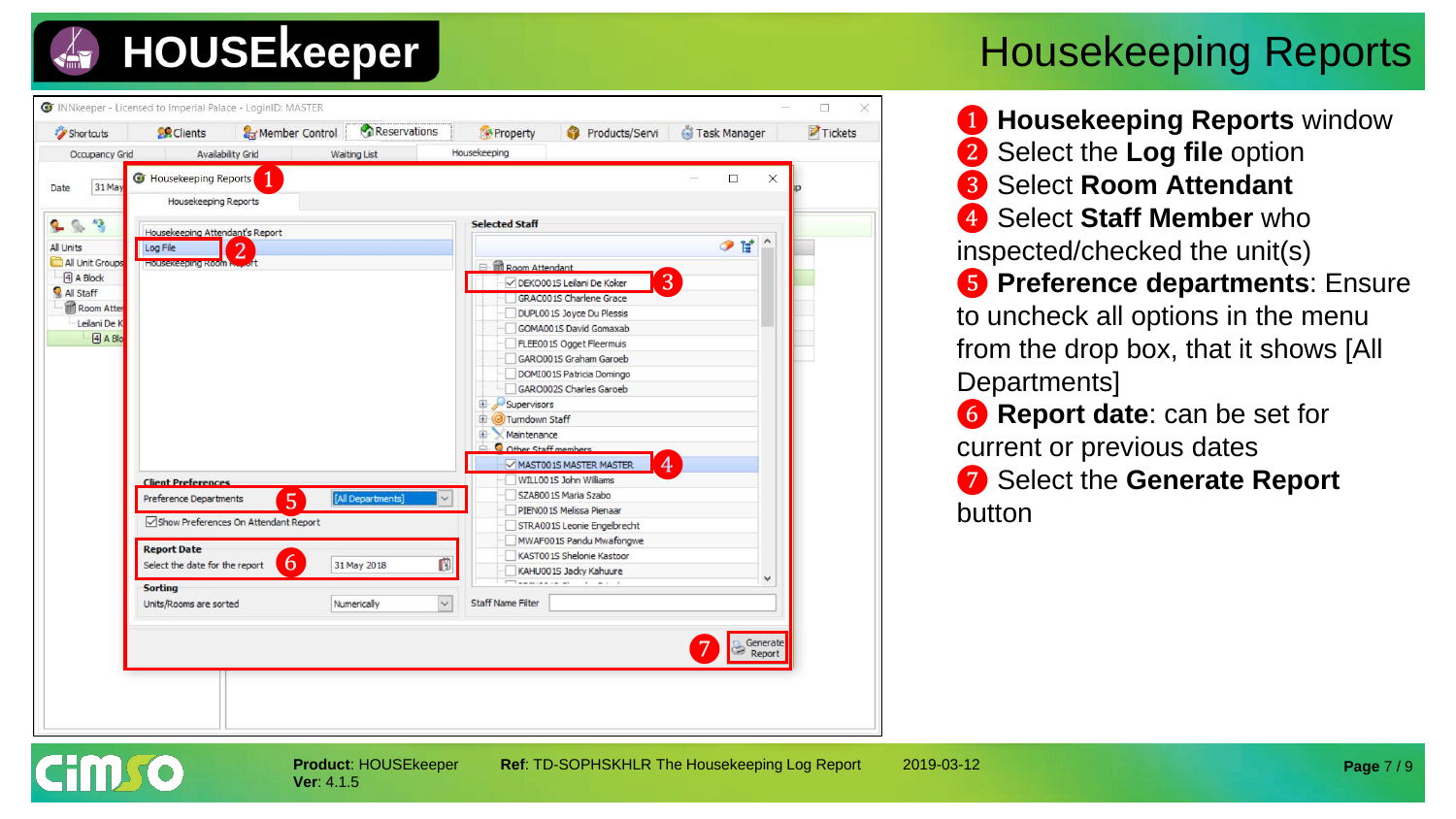# Housekeeping Reports

1. **Housekeeping Reports** window
2. Select the **Log file** option
3. Select **Room Attendant**
4. Select **Staff Member** who inspected/checked the unit(s)
5. **Preference departments**: Ensure to uncheck all options in the menu from the drop box, that it shows [All Departments]
6. **Report date**: can be set for current or previous dates
7. Select the **Generate Report** button

**Product**: HOUSEkeeper
**Ver**: 4.1.5

**Ref**: TD-SOPHSKHLR The Housekeeping Log Report

2019-03-12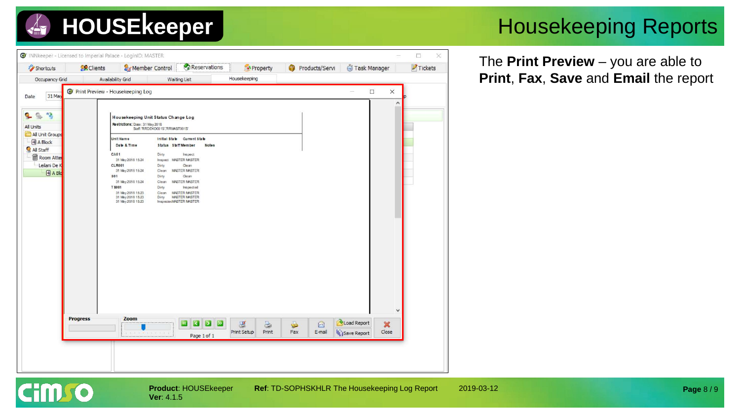# Housekeeping Reports

The **Print Preview** – you are able to **Print**, **Fax**, **Save** and **Email** the report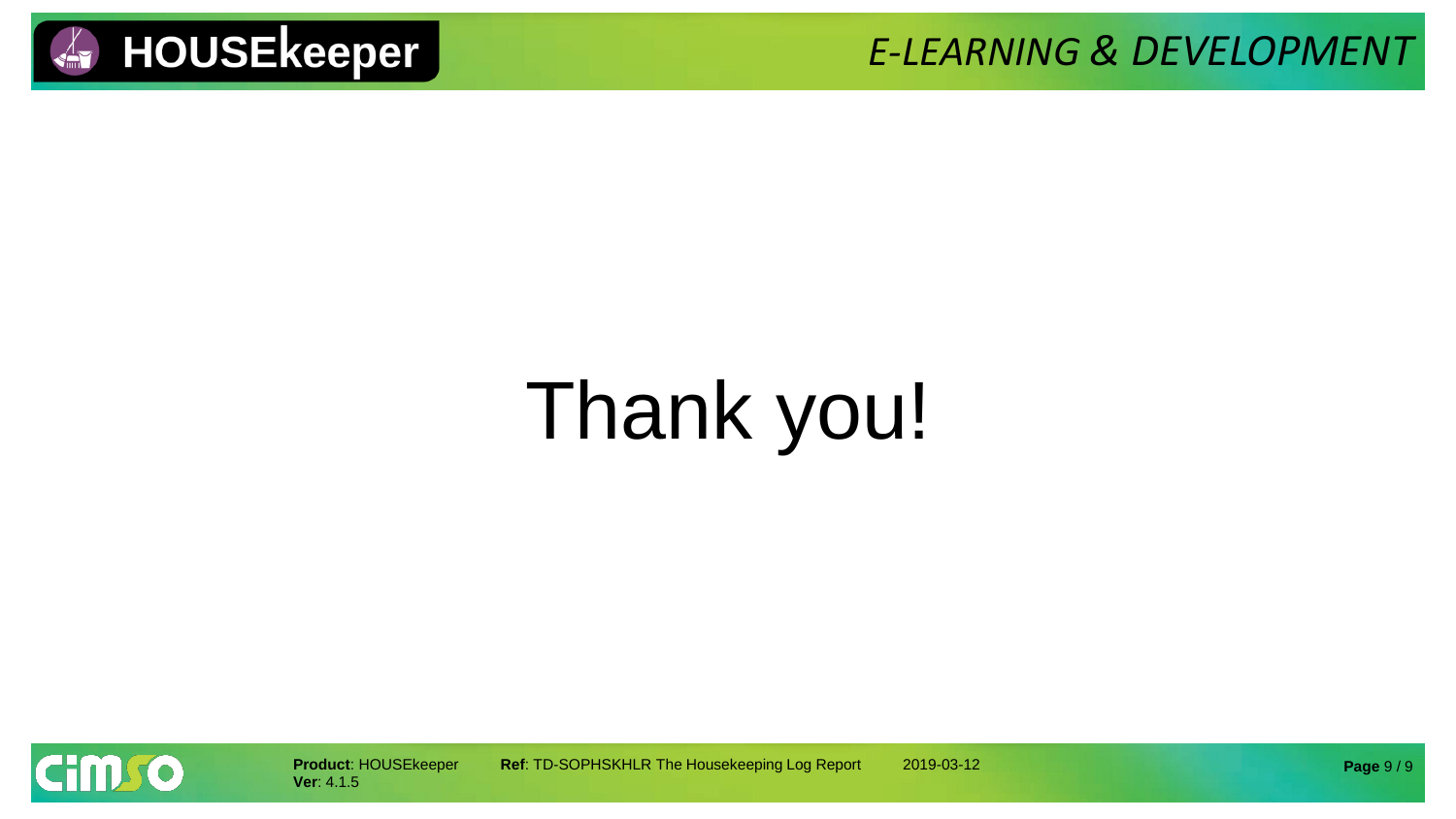# Thank you!